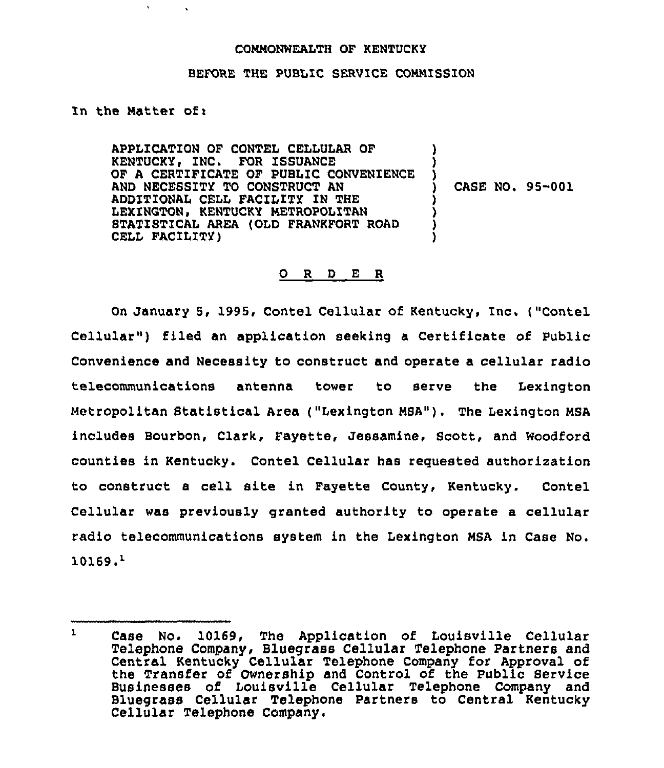COMMONWEALTH OF KENTUCKY

BEFORE THE PUBLIC SERVICE COMMISSION

In the Matter of:

| | |
|---|---|
| APPLICATION OF CONTEL CELLULAR OF KENTUCKY, INC. FOR ISSUANCE OF A CERTIFICATE OF PUBLIC CONVENIENCE AND NECESSITY TO CONSTRUCT AN ADDITIONAL CELL FACILITY IN THE LEXINGTON, KENTUCKY METROPOLITAN STATISTICAL AREA (OLD FRANKFORT ROAD CELL FACILITY) | ) CASE NO. 95-001 |

## O R D E R

On January 5, 1995, Contel Cellular of Kentucky, Inc. ("Contel Cellular") filed an application seeking a Certificate of Public Convenience and Necessity to construct and operate a cellular radio telecommunications antenna tower to serve the Lexington Metropolitan Statistical Area ("Lexington MSA"). The Lexington MSA includes Bourbon, Clark, Fayette, Jessamine, Scott, and Woodford counties in Kentucky. Contel Cellular has requested authorization to construct a cell site in Fayette County, Kentucky. Contel Cellular was previously granted authority to operate a cellular radio telecommunications system in the Lexington MSA in Case No. 10169.[1]

---

[1] Case No. 10169, The Application of Louisville Cellular Telephone Company, Bluegrass Cellular Telephone Partners and Central Kentucky Cellular Telephone Company for Approval of the Transfer of Ownership and Control of the Public Service Businesses of Louisville Cellular Telephone Company and Bluegrass Cellular Telephone Partners to Central Kentucky Cellular Telephone Company.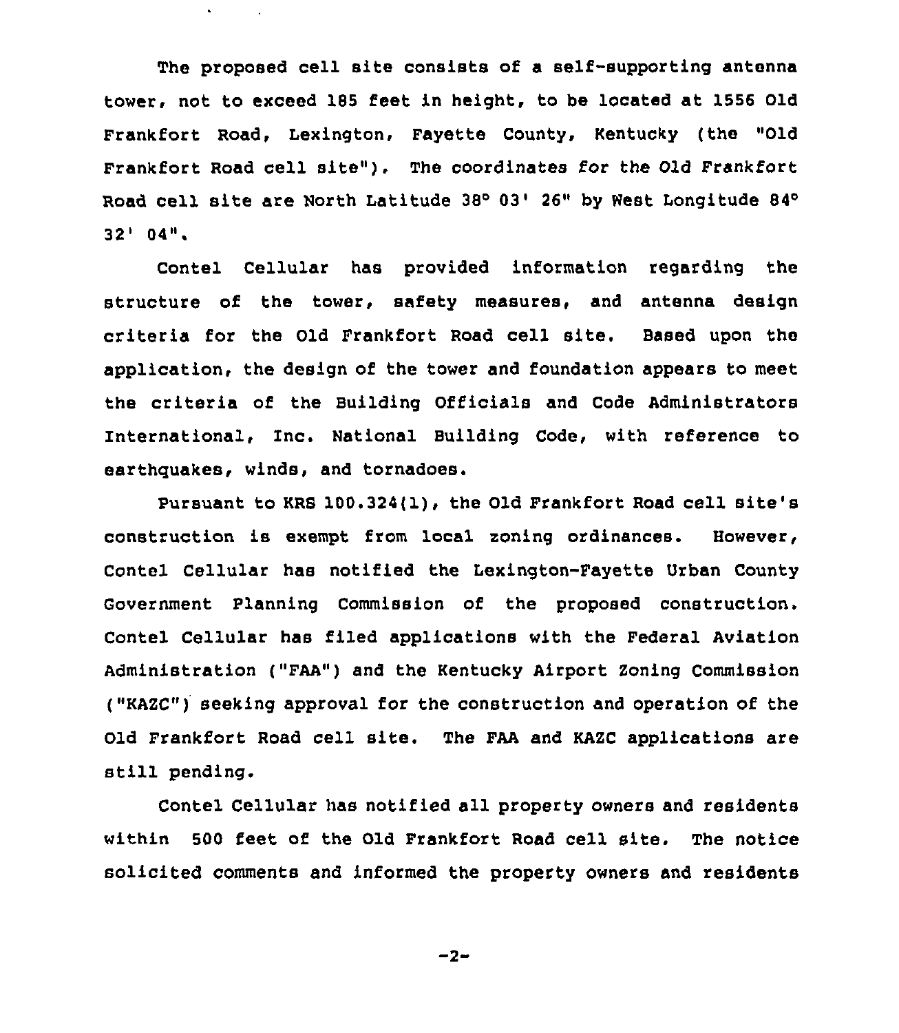The proposed cell site consists of a self-supporting antenna tower, not to exceed 185 feet in height, to be located at 1556 Old Frankfort Road, Lexington, Fayette County, Kentucky (the "Old Frankfort Road cell site"). The coordinates for the Old Frankfort Road cell site are North Latitude 38° 03' 26" by West Longitude 84° 32' 04".

Contel Cellular has provided information regarding the structure of the tower, safety measures, and antenna design criteria for the Old Frankfort Road cell site. Based upon the application, the design of the tower and foundation appears to meet the criteria of the Building Officials and Code Administrators International, Inc. National Building Code, with reference to earthquakes, winds, and tornadoes.

Pursuant to KRS 100.324(1), the Old Frankfort Road cell site's construction is exempt from local zoning ordinances. However, Contel Cellular has notified the Lexington-Fayette Urban County Government Planning Commission of the proposed construction. Contel Cellular has filed applications with the Federal Aviation Administration ("FAA") and the Kentucky Airport Zoning Commission ("KAZC") seeking approval for the construction and operation of the Old Frankfort Road cell site. The FAA and KAZC applications are still pending.

Contel Cellular has notified all property owners and residents within 500 feet of the Old Frankfort Road cell site. The notice solicited comments and informed the property owners and residents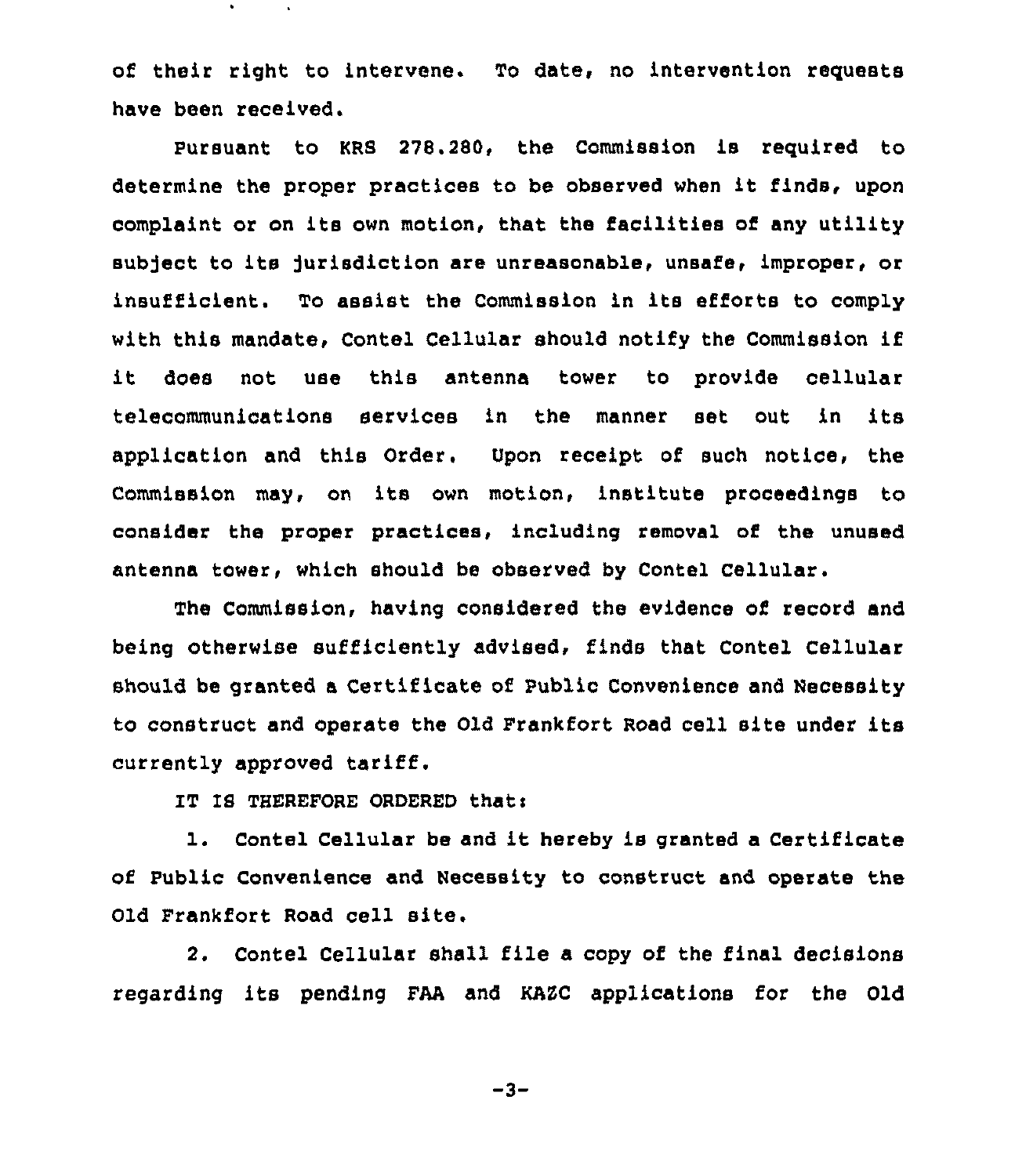of their right to intervene. To date, no intervention requests have been received.

Pursuant to KRS 278.280, the Commission is required to determine the proper practices to be observed when it finds, upon complaint or on its own motion, that the facilities of any utility subject to its jurisdiction are unreasonable, unsafe, improper, or insufficient. To assist the Commission in its efforts to comply with this mandate, Contel Cellular should notify the Commission if it does not use this antenna tower to provide cellular telecommunications services in the manner set out in its application and this Order. Upon receipt of such notice, the Commission may, on its own motion, institute proceedings to consider the proper practices, including removal of the unused antenna tower, which should be observed by Contel Cellular.

The Commission, having considered the evidence of record and being otherwise sufficiently advised, finds that Contel Cellular should be granted a Certificate of Public Convenience and Necessity to construct and operate the Old Frankfort Road cell site under its currently approved tariff.

IT IS THEREFORE ORDERED that:

1. Contel Cellular be and it hereby is granted a Certificate of Public Convenience and Necessity to construct and operate the Old Frankfort Road cell site.

2. Contel Cellular shall file a copy of the final decisions regarding its pending FAA and KAZC applications for the Old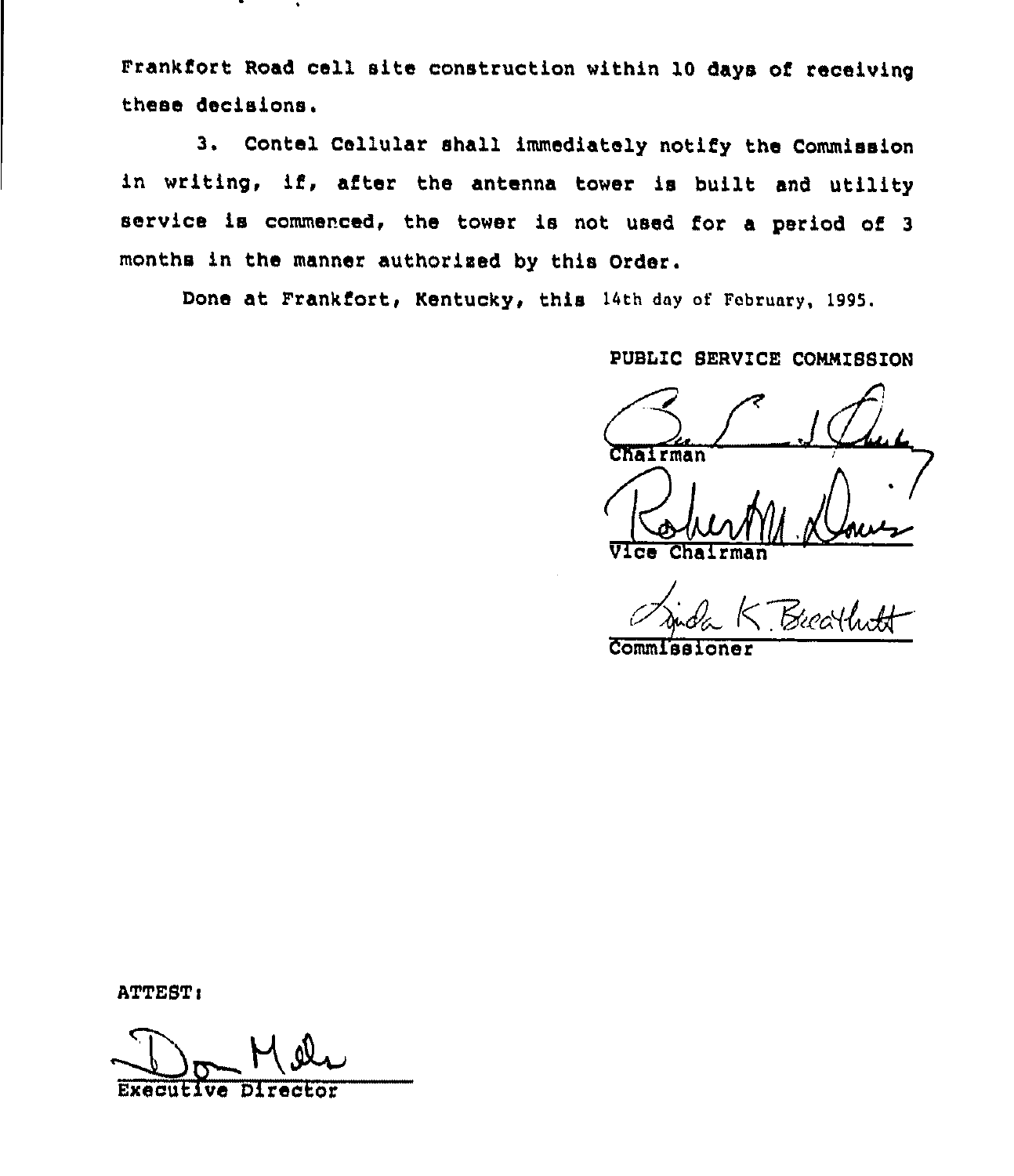Frankfort Road cell site construction within 10 days of receiving these decisions.

3. Contel Cellular shall immediately notify the Commission in writing, if, after the antenna tower is built and utility service is commenced, the tower is not used for a period of 3 months in the manner authorized by this Order.

Done at Frankfort, Kentucky, this 14th day of February, 1995.

PUBLIC SERVICE COMMISSION

Chairman

Vice Chairman

Commissioner

ATTEST:

Executive Director